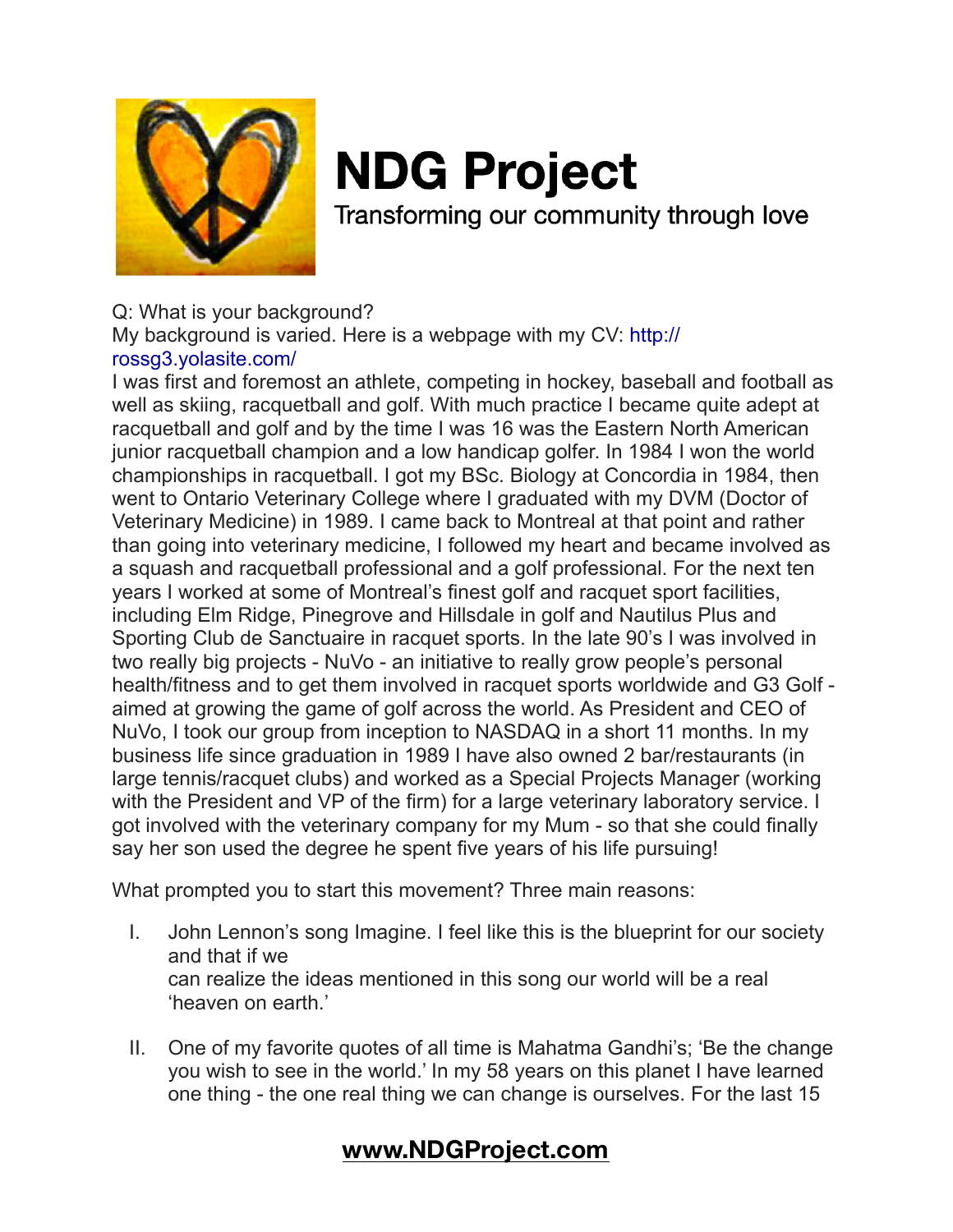# NDG Project

Transforming our community through love

Q: What is your background?

My background is varied. Here is a webpage with my CV: http://rossg3.yolasite.com/

I was first and foremost an athlete, competing in hockey, baseball and football as well as skiing, racquetball and golf. With much practice I became quite adept at racquetball and golf and by the time I was 16 was the Eastern North American junior racquetball champion and a low handicap golfer. In 1984 I won the world championships in racquetball. I got my BSc. Biology at Concordia in 1984, then went to Ontario Veterinary College where I graduated with my DVM (Doctor of Veterinary Medicine) in 1989. I came back to Montreal at that point and rather than going into veterinary medicine, I followed my heart and became involved as a squash and racquetball professional and a golf professional. For the next ten years I worked at some of Montreal's finest golf and racquet sport facilities, including Elm Ridge, Pinegrove and Hillsdale in golf and Nautilus Plus and Sporting Club de Sanctuaire in racquet sports. In the late 90's I was involved in two really big projects - NuVo - an initiative to really grow people's personal health/fitness and to get them involved in racquet sports worldwide and G3 Golf - aimed at growing the game of golf across the world. As President and CEO of NuVo, I took our group from inception to NASDAQ in a short 11 months. In my business life since graduation in 1989 I have also owned 2 bar/restaurants (in large tennis/racquet clubs) and worked as a Special Projects Manager (working with the President and VP of the firm) for a large veterinary laboratory service. I got involved with the veterinary company for my Mum - so that she could finally say her son used the degree he spent five years of his life pursuing!

What prompted you to start this movement? Three main reasons:

I. John Lennon's song Imagine. I feel like this is the blueprint for our society and that if we can realize the ideas mentioned in this song our world will be a real 'heaven on earth.'

II. One of my favorite quotes of all time is Mahatma Gandhi's; 'Be the change you wish to see in the world.' In my 58 years on this planet I have learned one thing - the one real thing we can change is ourselves. For the last 15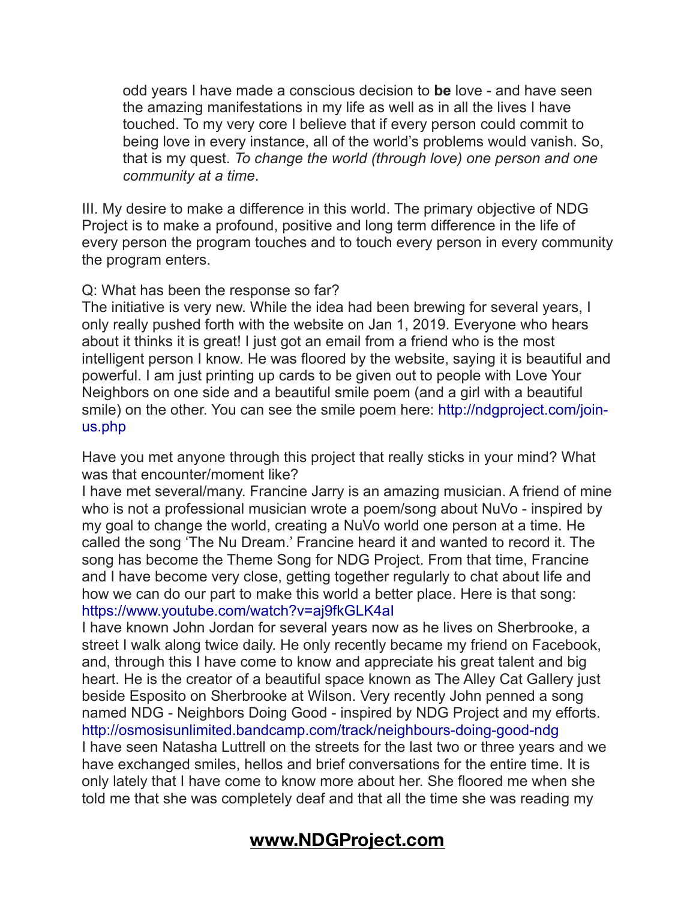odd years I have made a conscious decision to **be** love - and have seen the amazing manifestations in my life as well as in all the lives I have touched. To my very core I believe that if every person could commit to being love in every instance, all of the world's problems would vanish. So, that is my quest. *To change the world (through love) one person and one community at a time*.

III. My desire to make a difference in this world. The primary objective of NDG Project is to make a profound, positive and long term difference in the life of every person the program touches and to touch every person in every community the program enters.

Q: What has been the response so far?
The initiative is very new. While the idea had been brewing for several years, I only really pushed forth with the website on Jan 1, 2019. Everyone who hears about it thinks it is great! I just got an email from a friend who is the most intelligent person I know. He was floored by the website, saying it is beautiful and powerful. I am just printing up cards to be given out to people with Love Your Neighbors on one side and a beautiful smile poem (and a girl with a beautiful smile) on the other. You can see the smile poem here: http://ndgproject.com/join-us.php

Have you met anyone through this project that really sticks in your mind? What was that encounter/moment like?
I have met several/many. Francine Jarry is an amazing musician. A friend of mine who is not a professional musician wrote a poem/song about NuVo - inspired by my goal to change the world, creating a NuVo world one person at a time. He called the song 'The Nu Dream.' Francine heard it and wanted to record it. The song has become the Theme Song for NDG Project. From that time, Francine and I have become very close, getting together regularly to chat about life and how we can do our part to make this world a better place. Here is that song: https://www.youtube.com/watch?v=aj9fkGLK4aI
I have known John Jordan for several years now as he lives on Sherbrooke, a street I walk along twice daily. He only recently became my friend on Facebook, and, through this I have come to know and appreciate his great talent and big heart. He is the creator of a beautiful space known as The Alley Cat Gallery just beside Esposito on Sherbrooke at Wilson. Very recently John penned a song named NDG - Neighbors Doing Good - inspired by NDG Project and my efforts. http://osmosisunlimited.bandcamp.com/track/neighbours-doing-good-ndg
I have seen Natasha Luttrell on the streets for the last two or three years and we have exchanged smiles, hellos and brief conversations for the entire time. It is only lately that I have come to know more about her. She floored me when she told me that she was completely deaf and that all the time she was reading my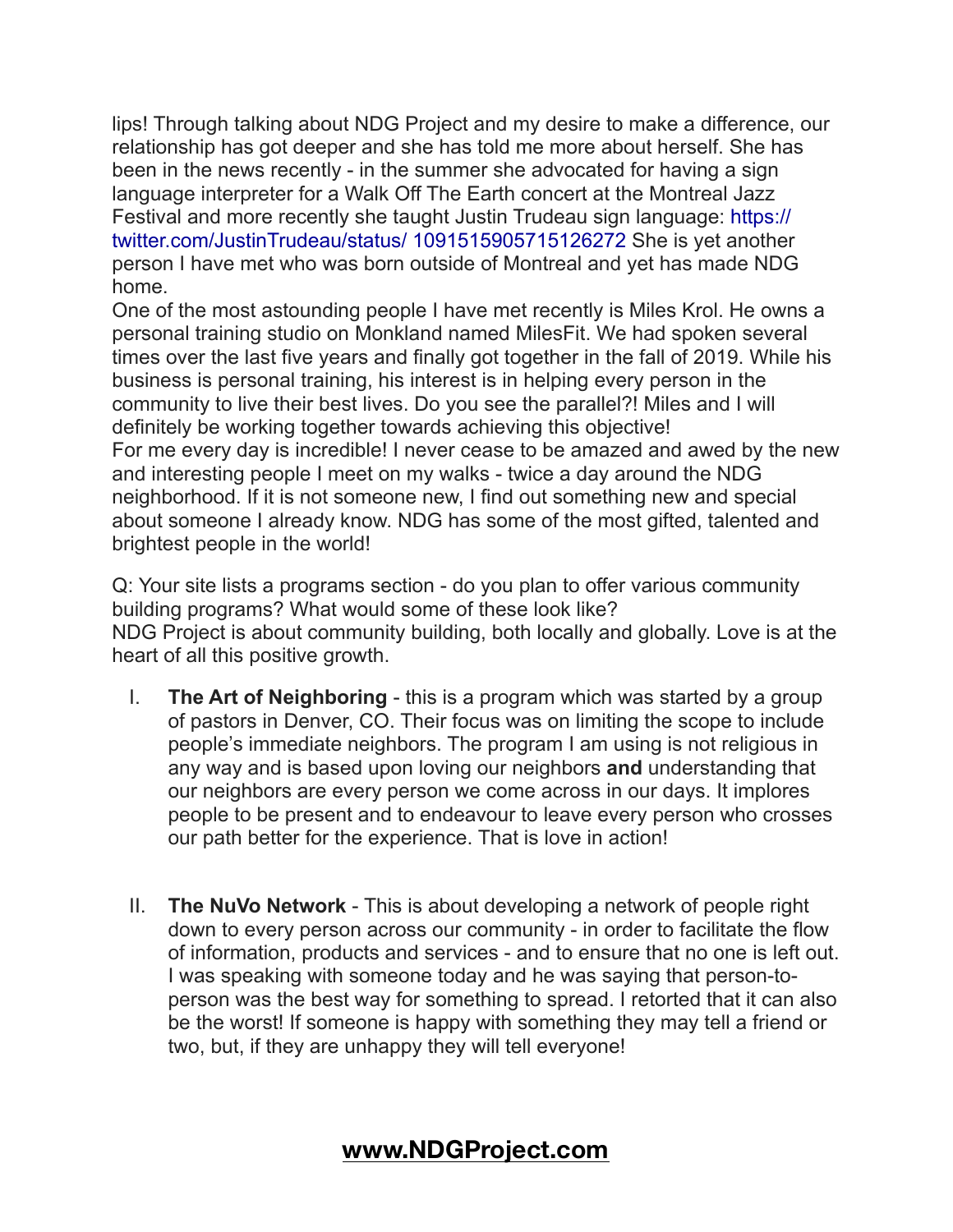lips! Through talking about NDG Project and my desire to make a difference, our relationship has got deeper and she has told me more about herself. She has been in the news recently - in the summer she advocated for having a sign language interpreter for a Walk Off The Earth concert at the Montreal Jazz Festival and more recently she taught Justin Trudeau sign language: https://twitter.com/JustinTrudeau/status/ 1091515905715126272 She is yet another person I have met who was born outside of Montreal and yet has made NDG home.

One of the most astounding people I have met recently is Miles Krol. He owns a personal training studio on Monkland named MilesFit. We had spoken several times over the last five years and finally got together in the fall of 2019. While his business is personal training, his interest is in helping every person in the community to live their best lives. Do you see the parallel?! Miles and I will definitely be working together towards achieving this objective!

For me every day is incredible! I never cease to be amazed and awed by the new and interesting people I meet on my walks - twice a day around the NDG neighborhood. If it is not someone new, I find out something new and special about someone I already know. NDG has some of the most gifted, talented and brightest people in the world!

Q: Your site lists a programs section - do you plan to offer various community building programs? What would some of these look like?

NDG Project is about community building, both locally and globally. Love is at the heart of all this positive growth.

I. **The Art of Neighboring** - this is a program which was started by a group of pastors in Denver, CO. Their focus was on limiting the scope to include people's immediate neighbors. The program I am using is not religious in any way and is based upon loving our neighbors **and** understanding that our neighbors are every person we come across in our days. It implores people to be present and to endeavour to leave every person who crosses our path better for the experience. That is love in action!

II. **The NuVo Network** - This is about developing a network of people right down to every person across our community - in order to facilitate the flow of information, products and services - and to ensure that no one is left out. I was speaking with someone today and he was saying that person-to-person was the best way for something to spread. I retorted that it can also be the worst! If someone is happy with something they may tell a friend or two, but, if they are unhappy they will tell everyone!

**www.NDGProject.com**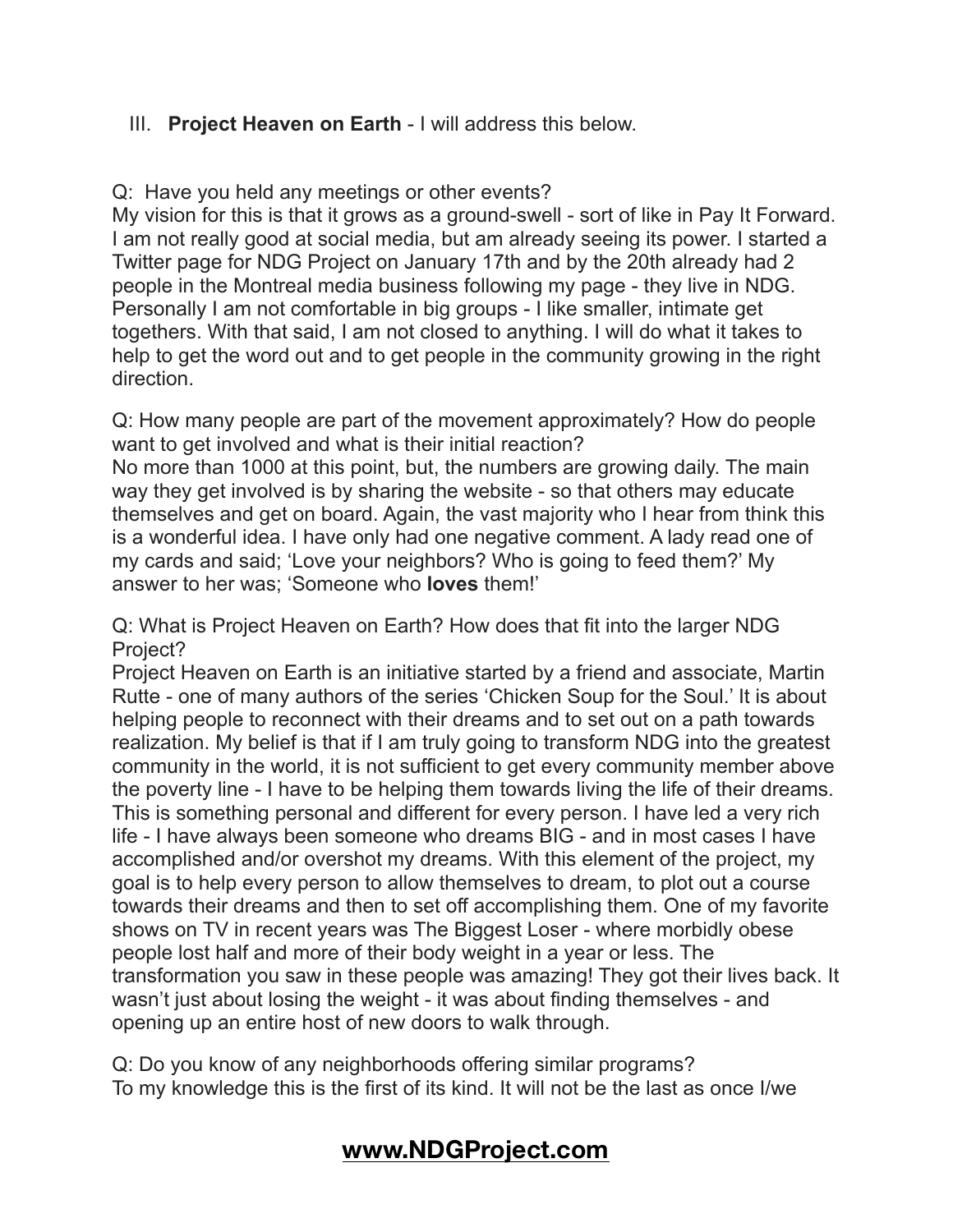III. **Project Heaven on Earth** - I will address this below.

Q: Have you held any meetings or other events?
My vision for this is that it grows as a ground-swell - sort of like in Pay It Forward. I am not really good at social media, but am already seeing its power. I started a Twitter page for NDG Project on January 17th and by the 20th already had 2 people in the Montreal media business following my page - they live in NDG. Personally I am not comfortable in big groups - I like smaller, intimate get togethers. With that said, I am not closed to anything. I will do what it takes to help to get the word out and to get people in the community growing in the right direction.

Q: How many people are part of the movement approximately? How do people want to get involved and what is their initial reaction?
No more than 1000 at this point, but, the numbers are growing daily. The main way they get involved is by sharing the website - so that others may educate themselves and get on board. Again, the vast majority who I hear from think this is a wonderful idea. I have only had one negative comment. A lady read one of my cards and said; 'Love your neighbors? Who is going to feed them?' My answer to her was; 'Someone who **loves** them!'

Q: What is Project Heaven on Earth? How does that fit into the larger NDG Project?
Project Heaven on Earth is an initiative started by a friend and associate, Martin Rutte - one of many authors of the series 'Chicken Soup for the Soul.' It is about helping people to reconnect with their dreams and to set out on a path towards realization. My belief is that if I am truly going to transform NDG into the greatest community in the world, it is not sufficient to get every community member above the poverty line - I have to be helping them towards living the life of their dreams. This is something personal and different for every person. I have led a very rich life - I have always been someone who dreams BIG - and in most cases I have accomplished and/or overshot my dreams. With this element of the project, my goal is to help every person to allow themselves to dream, to plot out a course towards their dreams and then to set off accomplishing them. One of my favorite shows on TV in recent years was The Biggest Loser - where morbidly obese people lost half and more of their body weight in a year or less. The transformation you saw in these people was amazing! They got their lives back. It wasn't just about losing the weight - it was about finding themselves - and opening up an entire host of new doors to walk through.

Q: Do you know of any neighborhoods offering similar programs?
To my knowledge this is the first of its kind. It will not be the last as once I/we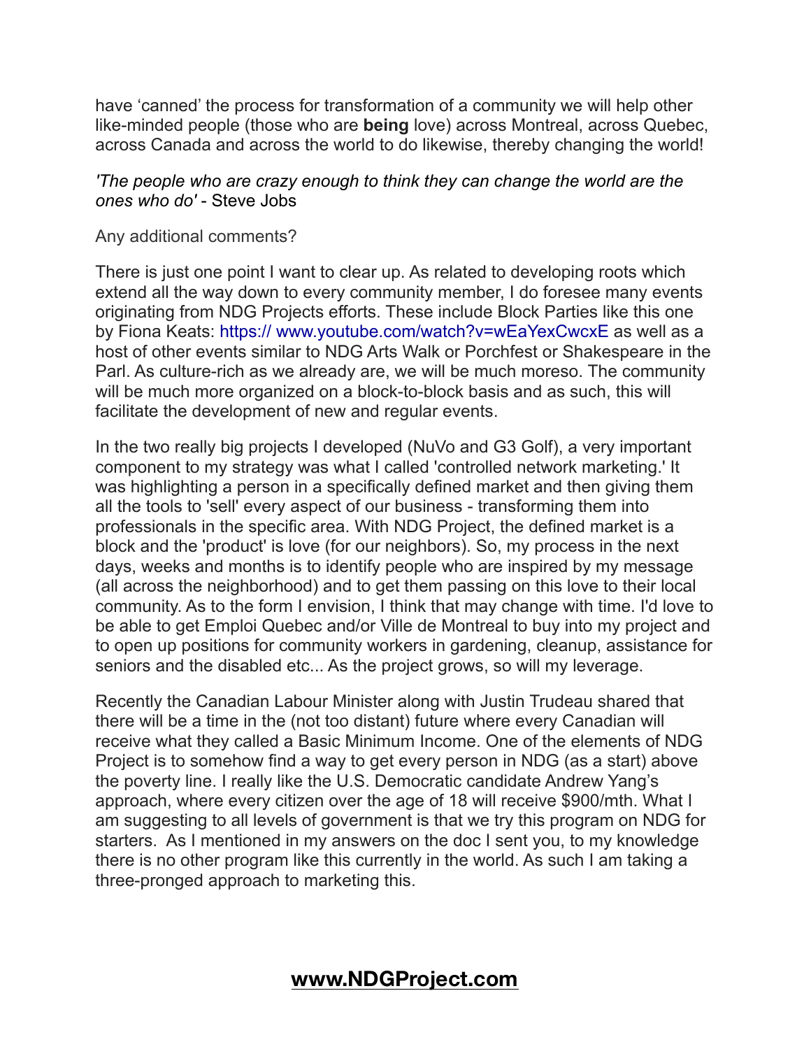have 'canned' the process for transformation of a community we will help other like-minded people (those who are **being** love) across Montreal, across Quebec, across Canada and across the world to do likewise, thereby changing the world!

*'The people who are crazy enough to think they can change the world are the ones who do'* - Steve Jobs

Any additional comments?

There is just one point I want to clear up. As related to developing roots which extend all the way down to every community member, I do foresee many events originating from NDG Projects efforts. These include Block Parties like this one by Fiona Keats: https:// www.youtube.com/watch?v=wEaYexCwcxE as well as a host of other events similar to NDG Arts Walk or Porchfest or Shakespeare in the Parl. As culture-rich as we already are, we will be much moreso. The community will be much more organized on a block-to-block basis and as such, this will facilitate the development of new and regular events.

In the two really big projects I developed (NuVo and G3 Golf), a very important component to my strategy was what I called 'controlled network marketing.' It was highlighting a person in a specifically defined market and then giving them all the tools to 'sell' every aspect of our business - transforming them into professionals in the specific area. With NDG Project, the defined market is a block and the 'product' is love (for our neighbors). So, my process in the next days, weeks and months is to identify people who are inspired by my message (all across the neighborhood) and to get them passing on this love to their local community. As to the form I envision, I think that may change with time. I'd love to be able to get Emploi Quebec and/or Ville de Montreal to buy into my project and to open up positions for community workers in gardening, cleanup, assistance for seniors and the disabled etc... As the project grows, so will my leverage.

Recently the Canadian Labour Minister along with Justin Trudeau shared that there will be a time in the (not too distant) future where every Canadian will receive what they called a Basic Minimum Income. One of the elements of NDG Project is to somehow find a way to get every person in NDG (as a start) above the poverty line. I really like the U.S. Democratic candidate Andrew Yang's approach, where every citizen over the age of 18 will receive $900/mth. What I am suggesting to all levels of government is that we try this program on NDG for starters. As I mentioned in my answers on the doc I sent you, to my knowledge there is no other program like this currently in the world. As such I am taking a three-pronged approach to marketing this.

**www.NDGProject.com**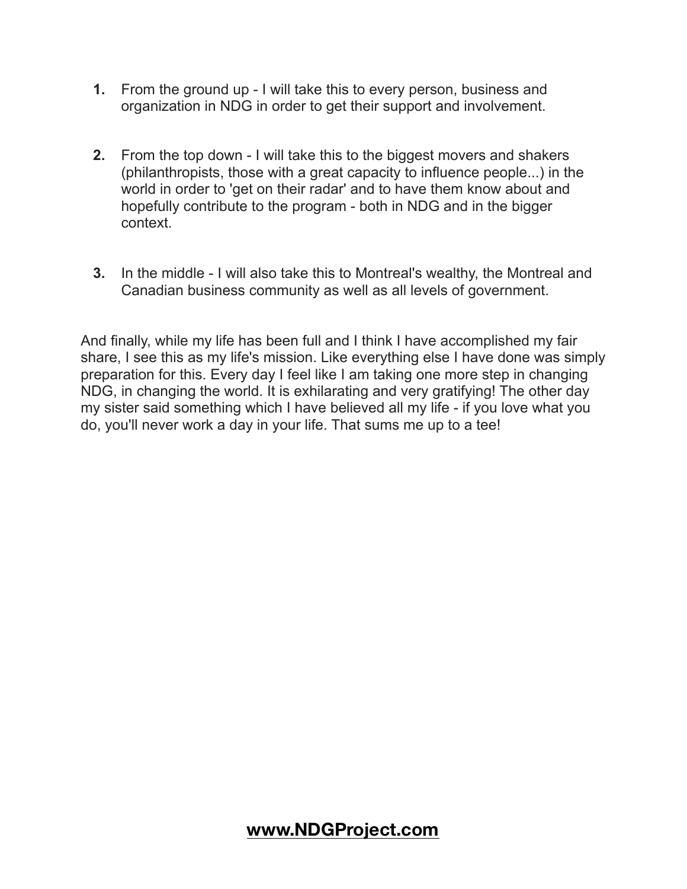1. **From the ground up** - I will take this to every person, business and organization in NDG in order to get their support and involvement.

2. **From the top down** - I will take this to the biggest movers and shakers (philanthropists, those with a great capacity to influence people...) in the world in order to 'get on their radar' and to have them know about and hopefully contribute to the program - both in NDG and in the bigger context.

3. **In the middle** - I will also take this to Montreal's wealthy, the Montreal and Canadian business community as well as all levels of government.

And finally, while my life has been full and I think I have accomplished my fair share, I see this as my life's mission. Like everything else I have done was simply preparation for this. Every day I feel like I am taking one more step in changing NDG, in changing the world. It is exhilarating and very gratifying! The other day my sister said something which I have believed all my life - if you love what you do, you'll never work a day in your life. That sums me up to a tee!

**www.NDGProject.com**